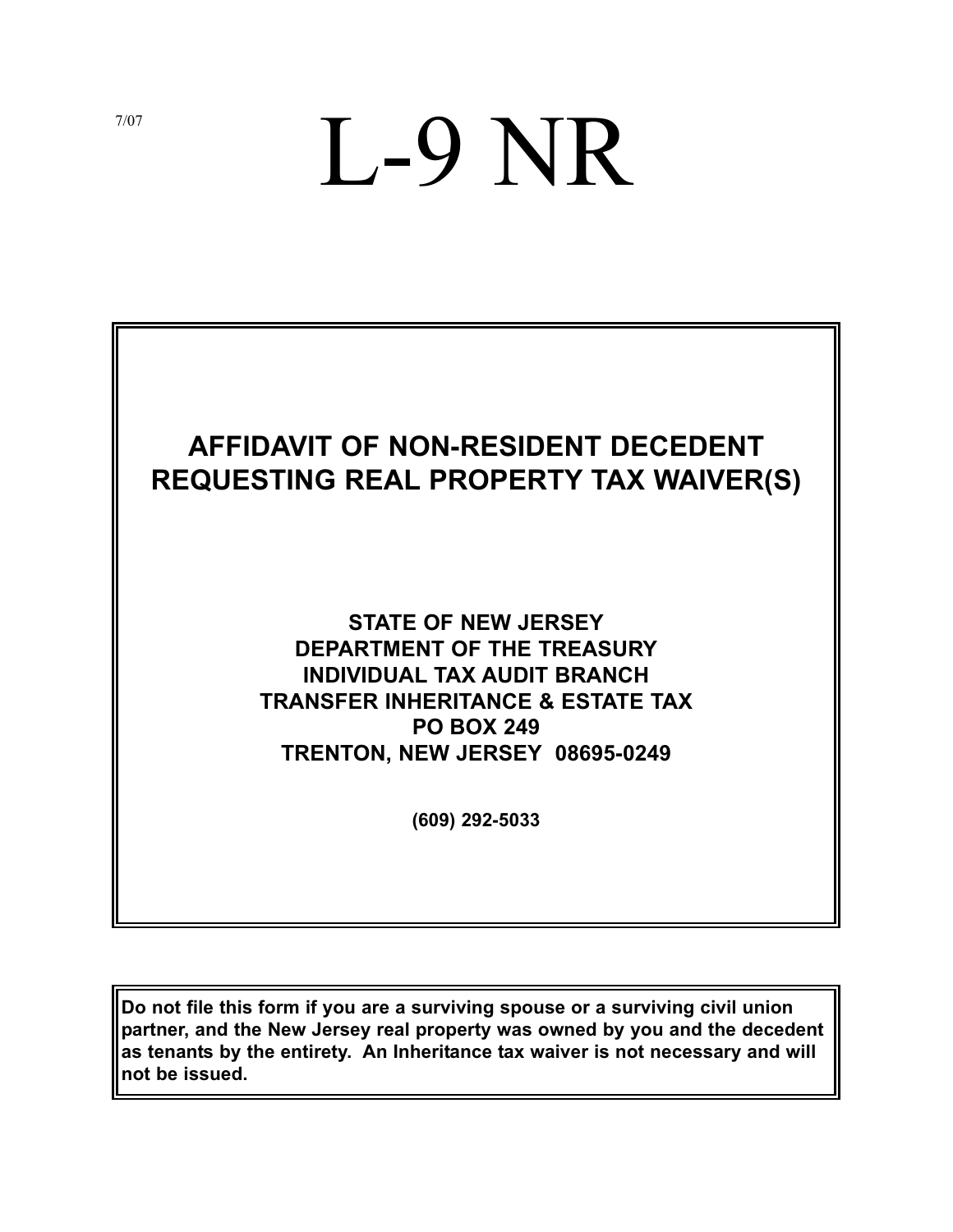7/07

# L-9 NR

## AFFIDAVIT OF NON-RESIDENT DECEDENT REQUESTING REAL PROPERTY TAX WAIVER(S)

**STATE OF NEW JERSEY**
**DEPARTMENT OF THE TREASURY**
**INDIVIDUAL TAX AUDIT BRANCH**
**TRANSFER INHERITANCE & ESTATE TAX**
**PO BOX 249**
**TRENTON, NEW JERSEY 08695-0249**

**(609) 292-5033**

**Do not file this form if you are a surviving spouse or a surviving civil union partner, and the New Jersey real property was owned by you and the decedent as tenants by the entirety. An Inheritance tax waiver is not necessary and will not be issued.**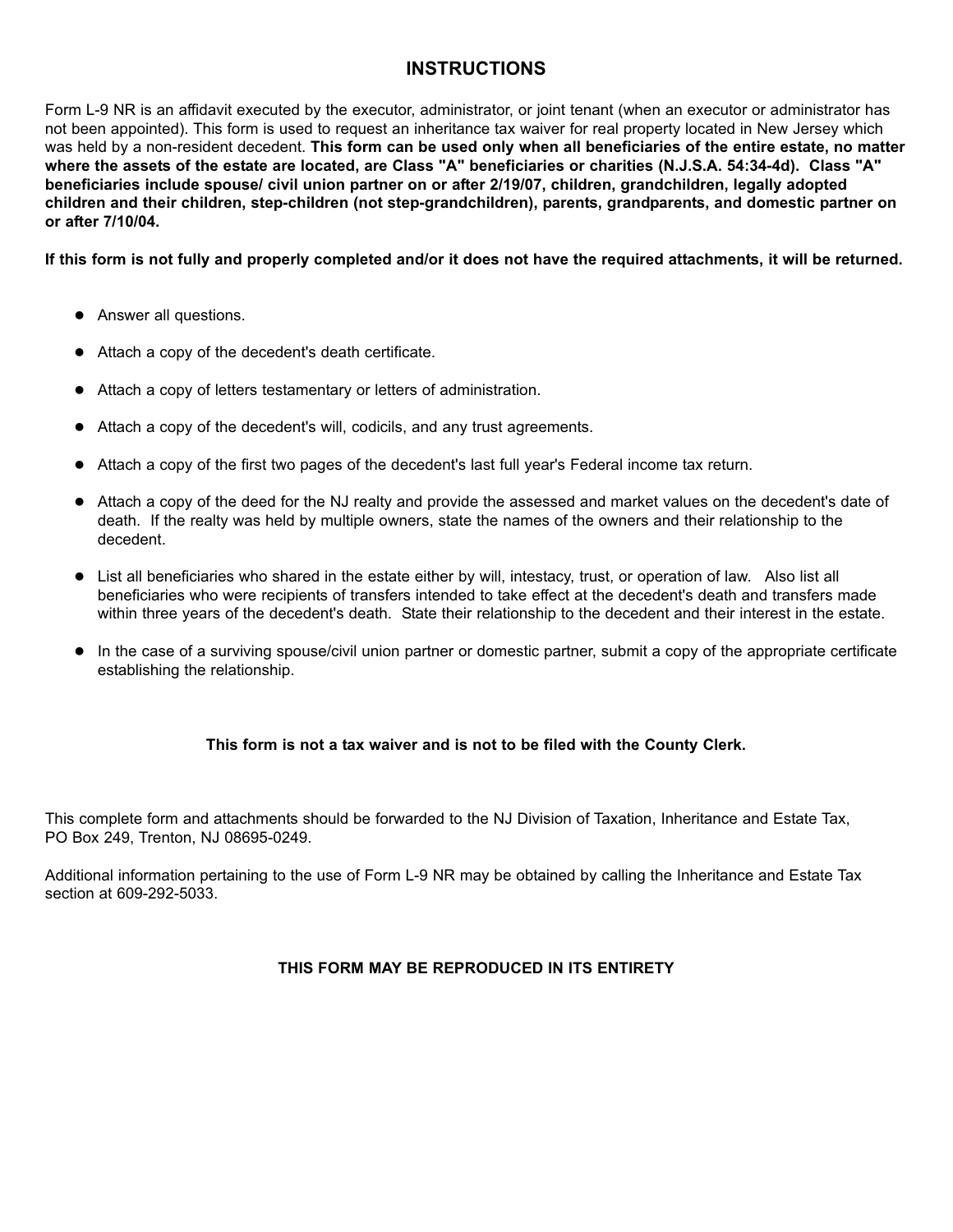# INSTRUCTIONS

Form L-9 NR is an affidavit executed by the executor, administrator, or joint tenant (when an executor or administrator has not been appointed). This form is used to request an inheritance tax waiver for real property located in New Jersey which was held by a non-resident decedent. **This form can be used only when all beneficiaries of the entire estate, no matter where the assets of the estate are located, are Class "A" beneficiaries or charities (N.J.S.A. 54:34-4d). Class "A" beneficiaries include spouse/ civil union partner on or after 2/19/07, children, grandchildren, legally adopted children and their children, step-children (not step-grandchildren), parents, grandparents, and domestic partner on or after 7/10/04.**

**If this form is not fully and properly completed and/or it does not have the required attachments, it will be returned.**

- Answer all questions.
- Attach a copy of the decedent's death certificate.
- Attach a copy of letters testamentary or letters of administration.
- Attach a copy of the decedent's will, codicils, and any trust agreements.
- Attach a copy of the first two pages of the decedent's last full year's Federal income tax return.
- Attach a copy of the deed for the NJ realty and provide the assessed and market values on the decedent's date of death. If the realty was held by multiple owners, state the names of the owners and their relationship to the decedent.
- List all beneficiaries who shared in the estate either by will, intestacy, trust, or operation of law. Also list all beneficiaries who were recipients of transfers intended to take effect at the decedent's death and transfers made within three years of the decedent's death. State their relationship to the decedent and their interest in the estate.
- In the case of a surviving spouse/civil union partner or domestic partner, submit a copy of the appropriate certificate establishing the relationship.

**This form is not a tax waiver and is not to be filed with the County Clerk.**

This complete form and attachments should be forwarded to the NJ Division of Taxation, Inheritance and Estate Tax, PO Box 249, Trenton, NJ 08695-0249.

Additional information pertaining to the use of Form L-9 NR may be obtained by calling the Inheritance and Estate Tax section at 609-292-5033.

**THIS FORM MAY BE REPRODUCED IN ITS ENTIRETY**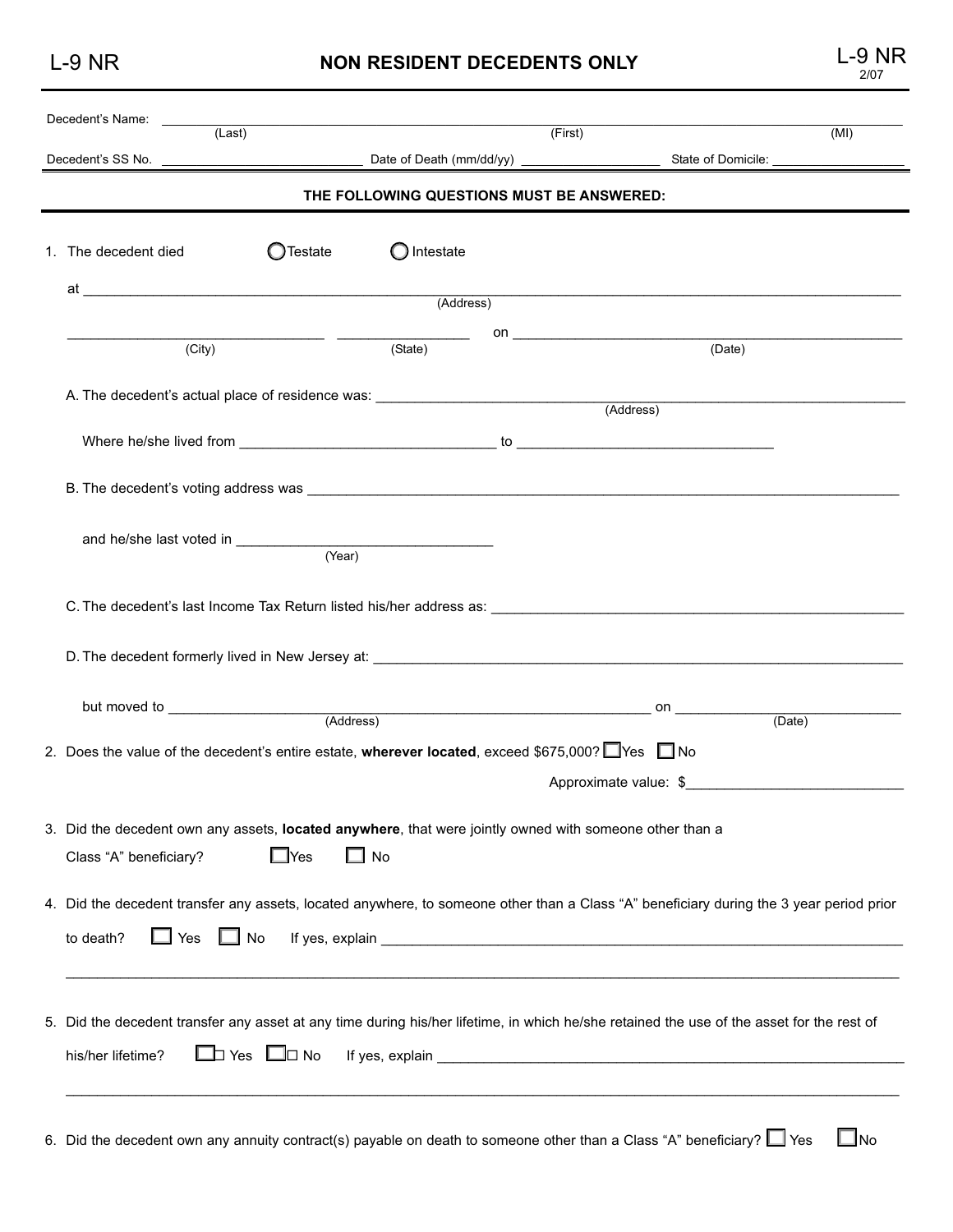L-9 NR

# NON RESIDENT DECEDENTS ONLY

L-9 NR
2/07

Decedent's Name: \_\_\_\_\_\_\_\_\_\_\_\_\_\_\_\_\_\_\_\_ (Last) \_\_\_\_\_\_\_\_\_\_\_\_\_\_\_\_\_\_\_\_ (First) \_\_\_\_\_\_\_\_ (MI)

Decedent's SS No. \_\_\_\_\_\_\_\_\_\_\_\_\_\_\_\_\_\_\_\_ Date of Death (mm/dd/yy) \_\_\_\_\_\_\_\_\_\_\_\_\_\_\_\_ State of Domicile: \_\_\_\_\_\_\_\_\_\_\_\_\_\_\_\_

**THE FOLLOWING QUESTIONS MUST BE ANSWERED:**

1. The decedent died ◯ Testate ◯ Intestate

   at \_\_\_\_\_\_\_\_\_\_\_\_\_\_\_\_\_\_\_\_\_\_\_\_\_\_\_\_\_\_\_\_\_\_\_\_\_\_\_\_ (Address)

   \_\_\_\_\_\_\_\_\_\_\_\_\_\_\_\_\_\_\_\_ (City) \_\_\_\_\_\_\_\_\_\_\_\_ (State) on \_\_\_\_\_\_\_\_\_\_\_\_\_\_\_\_\_\_\_\_ (Date)

   A. The decedent's actual place of residence was: \_\_\_\_\_\_\_\_\_\_\_\_\_\_\_\_\_\_\_\_\_\_\_\_\_\_\_\_ (Address)

   Where he/she lived from \_\_\_\_\_\_\_\_\_\_\_\_\_\_\_\_\_\_\_\_ to \_\_\_\_\_\_\_\_\_\_\_\_\_\_\_\_\_\_\_\_

   B. The decedent's voting address was \_\_\_\_\_\_\_\_\_\_\_\_\_\_\_\_\_\_\_\_\_\_\_\_\_\_\_\_\_\_\_\_\_\_\_\_\_\_\_\_

   and he/she last voted in \_\_\_\_\_\_\_\_\_\_\_\_\_\_\_\_\_\_\_\_ (Year)

   C. The decedent's last Income Tax Return listed his/her address as: \_\_\_\_\_\_\_\_\_\_\_\_\_\_\_\_\_\_\_\_\_\_\_\_\_\_\_\_

   D. The decedent formerly lived in New Jersey at: \_\_\_\_\_\_\_\_\_\_\_\_\_\_\_\_\_\_\_\_\_\_\_\_\_\_\_\_\_\_\_\_\_\_\_\_

   but moved to \_\_\_\_\_\_\_\_\_\_\_\_\_\_\_\_\_\_\_\_\_\_\_\_\_\_\_\_ (Address) on \_\_\_\_\_\_\_\_\_\_\_\_\_\_\_\_\_\_\_\_ (Date)

2. Does the value of the decedent's entire estate, **wherever located**, exceed $675,000? ☐ Yes ☐ No

   Approximate value: $\_\_\_\_\_\_\_\_\_\_\_\_\_\_\_\_\_\_\_\_

3. Did the decedent own any assets, **located anywhere**, that were jointly owned with someone other than a Class "A" beneficiary? ☐ Yes ☐ No

4. Did the decedent transfer any assets, located anywhere, to someone other than a Class "A" beneficiary during the 3 year period prior to death? ☐ Yes ☐ No If yes, explain \_\_\_\_\_\_\_\_\_\_\_\_\_\_\_\_\_\_\_\_\_\_\_\_\_\_\_\_\_\_\_\_\_\_\_\_

   \_\_\_\_\_\_\_\_\_\_\_\_\_\_\_\_\_\_\_\_\_\_\_\_\_\_\_\_\_\_\_\_\_\_\_\_\_\_\_\_\_\_\_\_\_\_\_\_\_\_\_\_\_\_\_\_\_\_\_\_

5. Did the decedent transfer any asset at any time during his/her lifetime, in which he/she retained the use of the asset for the rest of his/her lifetime? ☐ Yes ☐ No If yes, explain \_\_\_\_\_\_\_\_\_\_\_\_\_\_\_\_\_\_\_\_\_\_\_\_\_\_\_\_\_\_\_\_\_\_\_\_

   \_\_\_\_\_\_\_\_\_\_\_\_\_\_\_\_\_\_\_\_\_\_\_\_\_\_\_\_\_\_\_\_\_\_\_\_\_\_\_\_\_\_\_\_\_\_\_\_\_\_\_\_\_\_\_\_\_\_\_\_

6. Did the decedent own any annuity contract(s) payable on death to someone other than a Class "A" beneficiary? ☐ Yes ☐ No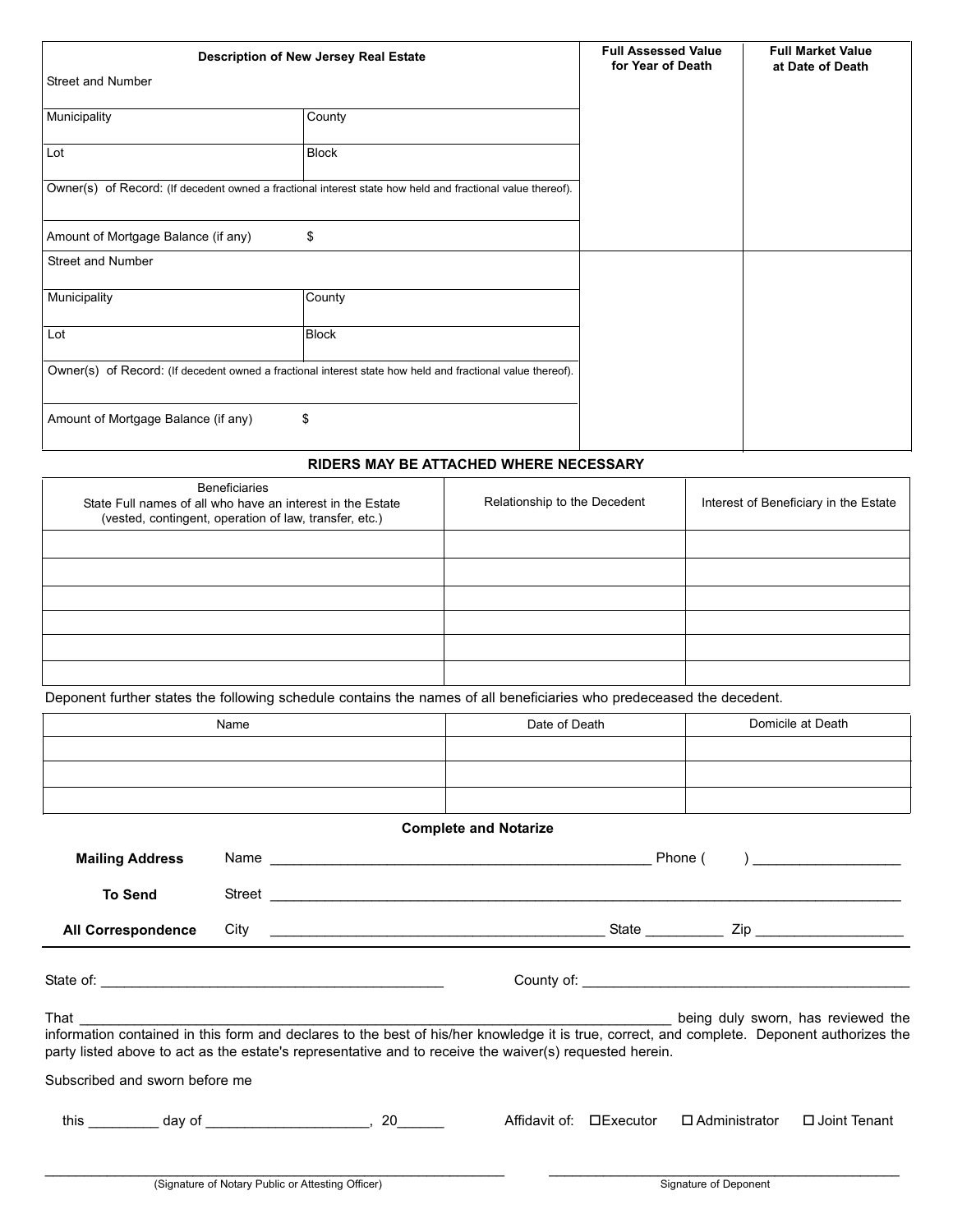| Description of New Jersey Real Estate | | Full Assessed Value for Year of Death | Full Market Value at Date of Death |
|---|---|---|---|
| Street and Number | | | |
| Municipality | County | | |
| Lot | Block | | |
| Owner(s) of Record: (If decedent owned a fractional interest state how held and fractional value thereof). | | | |
| Amount of Mortgage Balance (if any) $ | | | |
| Street and Number | | | |
| Municipality | County | | |
| Lot | Block | | |
| Owner(s) of Record: (If decedent owned a fractional interest state how held and fractional value thereof). | | | |
| Amount of Mortgage Balance (if any) $ | | | |

**RIDERS MAY BE ATTACHED WHERE NECESSARY**

| Beneficiaries State Full names of all who have an interest in the Estate (vested, contingent, operation of law, transfer, etc.) | Relationship to the Decedent | Interest of Beneficiary in the Estate |
|---|---|---|
| | | |
| | | |
| | | |
| | | |
| | | |
| | | |

Deponent further states the following schedule contains the names of all beneficiaries who predeceased the decedent.

| Name | Date of Death | Domicile at Death |
|---|---|---|
| | | |
| | | |
| | | |

**Complete and Notarize**

**Mailing Address** Name ______________________________ Phone ( ) ______________

**To Send** Street ______________________________

**All Correspondence** City ______________________________ State __________ Zip ______________

State of: ______________________________ County of: ______________________________

That ______________________________ being duly sworn, has reviewed the information contained in this form and declares to the best of his/her knowledge it is true, correct, and complete. Deponent authorizes the party listed above to act as the estate's representative and to receive the waiver(s) requested herein.

Subscribed and sworn before me

this ________ day of ____________________, 20______

Affidavit of: ☐ Executor ☐ Administrator ☐ Joint Tenant

______________________________
(Signature of Notary Public or Attesting Officer)

______________________________
Signature of Deponent